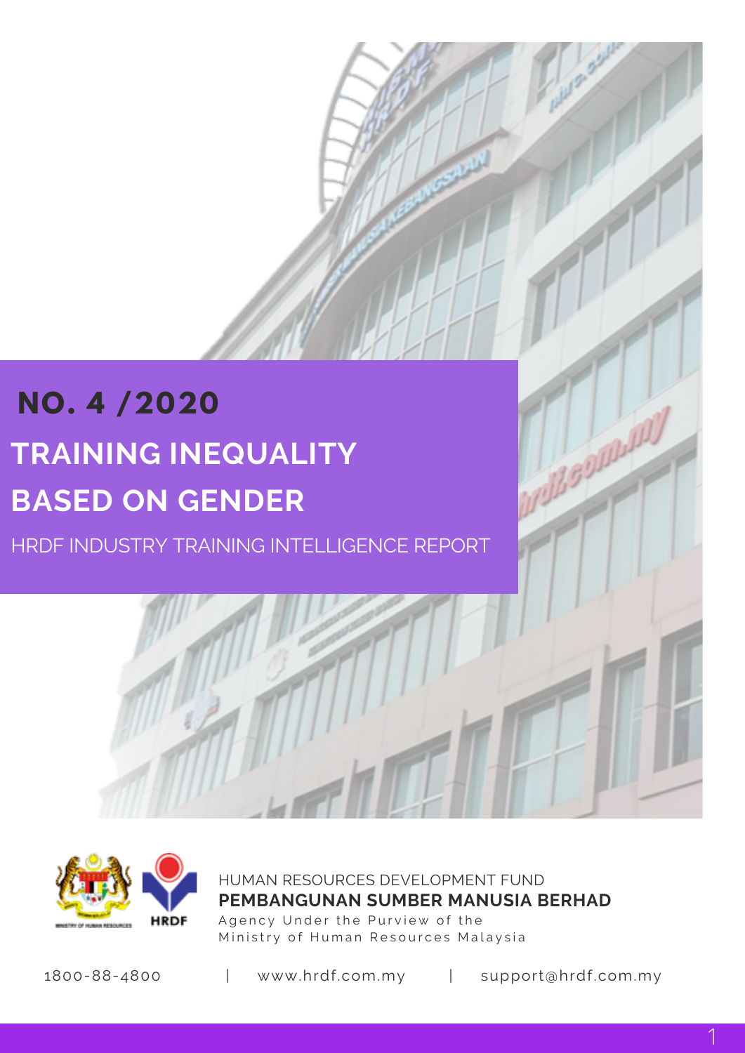# NO. 4 /2020

# TRAINING INEQUALITY BASED ON GENDER

HRDF INDUSTRY TRAINING INTELLIGENCE REPORT

HUMAN RESOURCES DEVELOPMENT FUND

**PEMBANGUNAN SUMBER MANUSIA BERHAD**

Agency Under the Purview of the Ministry of Human Resources Malaysia

1800-88-4800 | www.hrdf.com.my | support@hrdf.com.my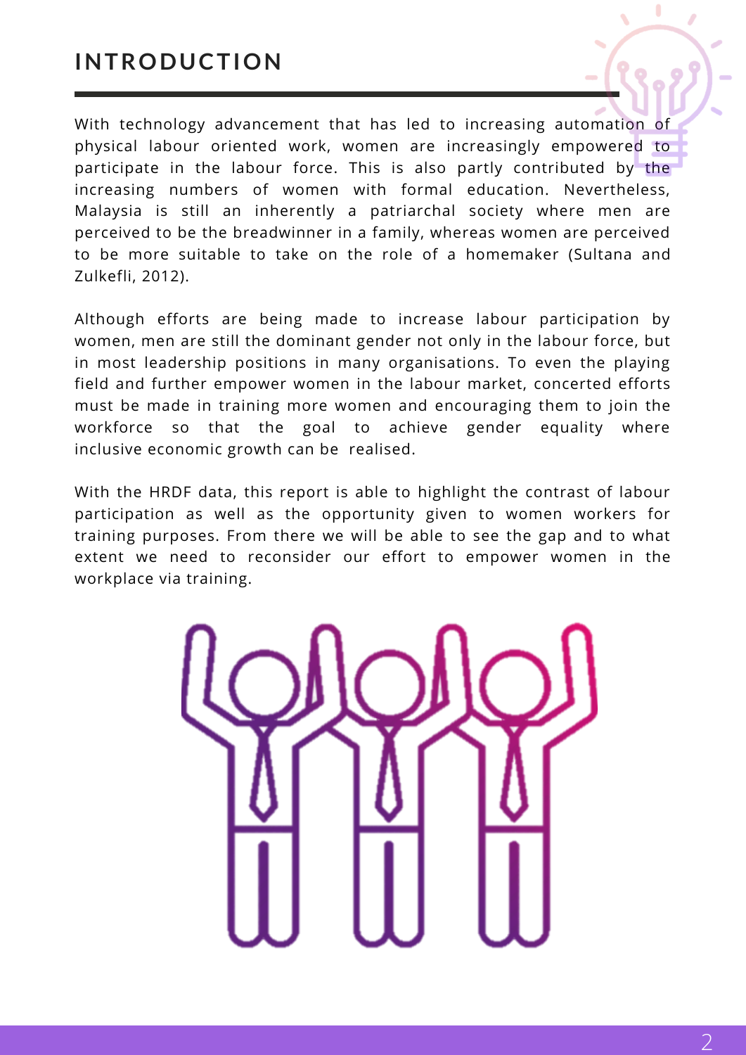# INTRODUCTION

With technology advancement that has led to increasing automation of physical labour oriented work, women are increasingly empowered to participate in the labour force. This is also partly contributed by the increasing numbers of women with formal education. Nevertheless, Malaysia is still an inherently a patriarchal society where men are perceived to be the breadwinner in a family, whereas women are perceived to be more suitable to take on the role of a homemaker (Sultana and Zulkefli, 2012).

Although efforts are being made to increase labour participation by women, men are still the dominant gender not only in the labour force, but in most leadership positions in many organisations. To even the playing field and further empower women in the labour market, concerted efforts must be made in training more women and encouraging them to join the workforce so that the goal to achieve gender equality where inclusive economic growth can be realised.

With the HRDF data, this report is able to highlight the contrast of labour participation as well as the opportunity given to women workers for training purposes. From there we will be able to see the gap and to what extent we need to reconsider our effort to empower women in the workplace via training.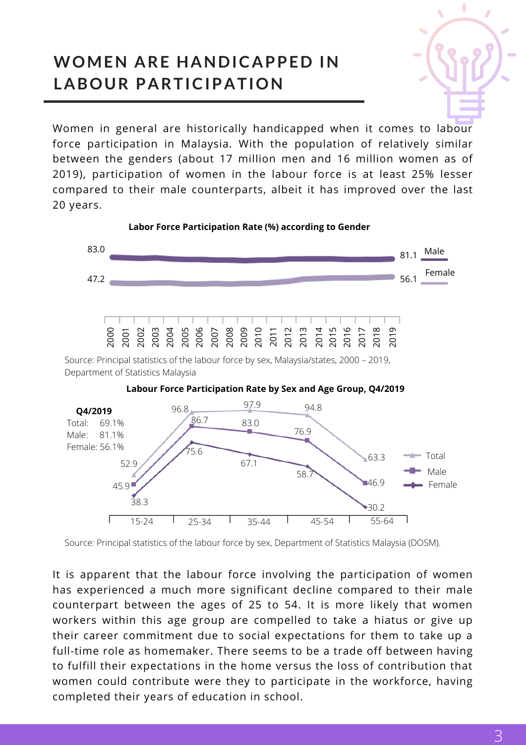# WOMEN ARE HANDICAPPED IN LABOUR PARTICIPATION

Women in general are historically handicapped when it comes to labour force participation in Malaysia. With the population of relatively similar between the genders (about 17 million men and 16 million women as of 2019), participation of women in the labour force is at least 25% lesser compared to their male counterparts, albeit it has improved over the last 20 years.

**Labor Force Participation Rate (%) according to Gender**

| | 2000 | 2019 |
|---|---|---|
| Male | 83.0 | 81.1 |
| Female | 47.2 | 56.1 |

Source: Principal statistics of the labour force by sex, Malaysia/states, 2000 – 2019, Department of Statistics Malaysia

**Labour Force Participation Rate by Sex and Age Group, Q4/2019**

**Q4/2019**
Total: 69.1%
Male: 81.1%
Female: 56.1%

| Age Group | Total | Male | Female |
|---|---|---|---|
| 15-24 | 52.9 | 45.9 | 38.3 |
| 25-34 | 96.8 | 86.7 | 75.6 |
| 35-44 | 97.9 | 83.0 | 67.1 |
| 45-54 | 94.8 | 76.9 | 58.7 |
| 55-64 | 63.3 | 46.9 | 30.2 |

Source: Principal statistics of the labour force by sex, Department of Statistics Malaysia (DOSM).

It is apparent that the labour force involving the participation of women has experienced a much more significant decline compared to their male counterpart between the ages of 25 to 54. It is more likely that women workers within this age group are compelled to take a hiatus or give up their career commitment due to social expectations for them to take up a full-time role as homemaker. There seems to be a trade off between having to fulfill their expectations in the home versus the loss of contribution that women could contribute were they to participate in the workforce, having completed their years of education in school.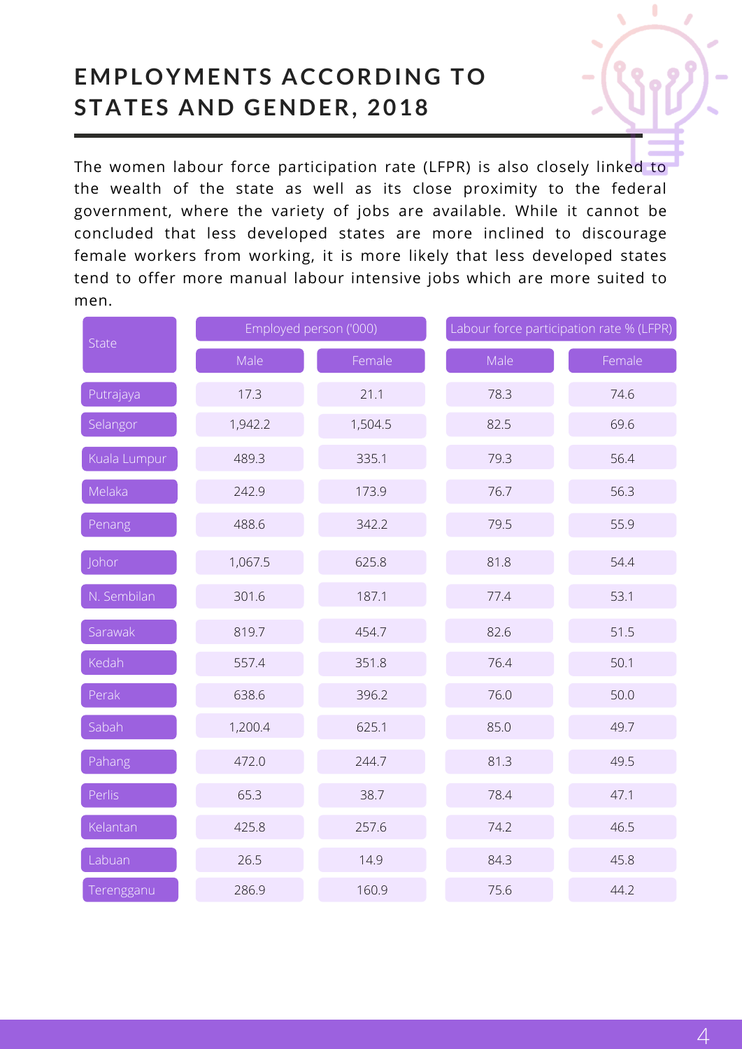# EMPLOYMENTS ACCORDING TO STATES AND GENDER, 2018

The women labour force participation rate (LFPR) is also closely linked to the wealth of the state as well as its close proximity to the federal government, where the variety of jobs are available. While it cannot be concluded that less developed states are more inclined to discourage female workers from working, it is more likely that less developed states tend to offer more manual labour intensive jobs which are more suited to men.

| State | Employed person ('000) | | Labour force participation rate % (LFPR) | |
|---|---|---|---|---|
| | Male | Female | Male | Female |
| Putrajaya | 17.3 | 21.1 | 78.3 | 74.6 |
| Selangor | 1,942.2 | 1,504.5 | 82.5 | 69.6 |
| Kuala Lumpur | 489.3 | 335.1 | 79.3 | 56.4 |
| Melaka | 242.9 | 173.9 | 76.7 | 56.3 |
| Penang | 488.6 | 342.2 | 79.5 | 55.9 |
| Johor | 1,067.5 | 625.8 | 81.8 | 54.4 |
| N. Sembilan | 301.6 | 187.1 | 77.4 | 53.1 |
| Sarawak | 819.7 | 454.7 | 82.6 | 51.5 |
| Kedah | 557.4 | 351.8 | 76.4 | 50.1 |
| Perak | 638.6 | 396.2 | 76.0 | 50.0 |
| Sabah | 1,200.4 | 625.1 | 85.0 | 49.7 |
| Pahang | 472.0 | 244.7 | 81.3 | 49.5 |
| Perlis | 65.3 | 38.7 | 78.4 | 47.1 |
| Kelantan | 425.8 | 257.6 | 74.2 | 46.5 |
| Labuan | 26.5 | 14.9 | 84.3 | 45.8 |
| Terengganu | 286.9 | 160.9 | 75.6 | 44.2 |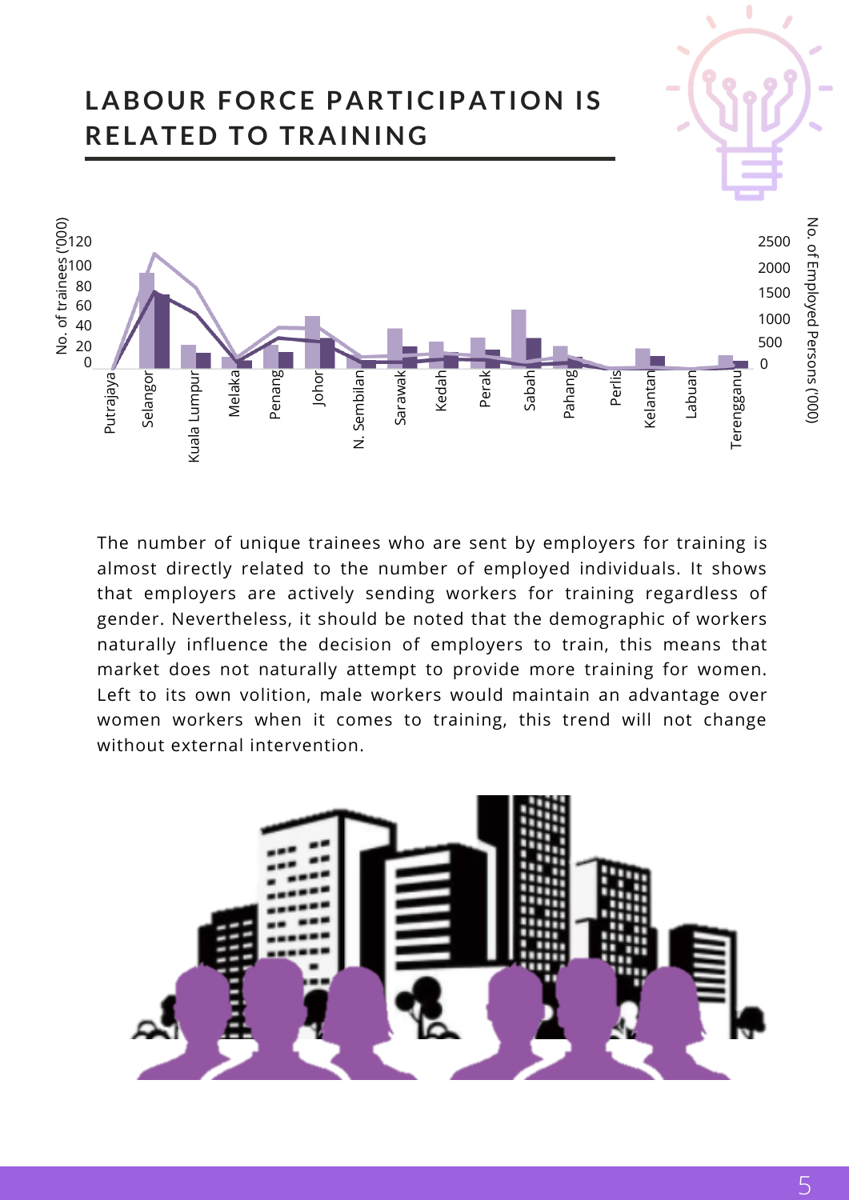# LABOUR FORCE PARTICIPATION IS RELATED TO TRAINING

The number of unique trainees who are sent by employers for training is almost directly related to the number of employed individuals. It shows that employers are actively sending workers for training regardless of gender. Nevertheless, it should be noted that the demographic of workers naturally influence the decision of employers to train, this means that market does not naturally attempt to provide more training for women. Left to its own volition, male workers would maintain an advantage over women workers when it comes to training, this trend will not change without external intervention.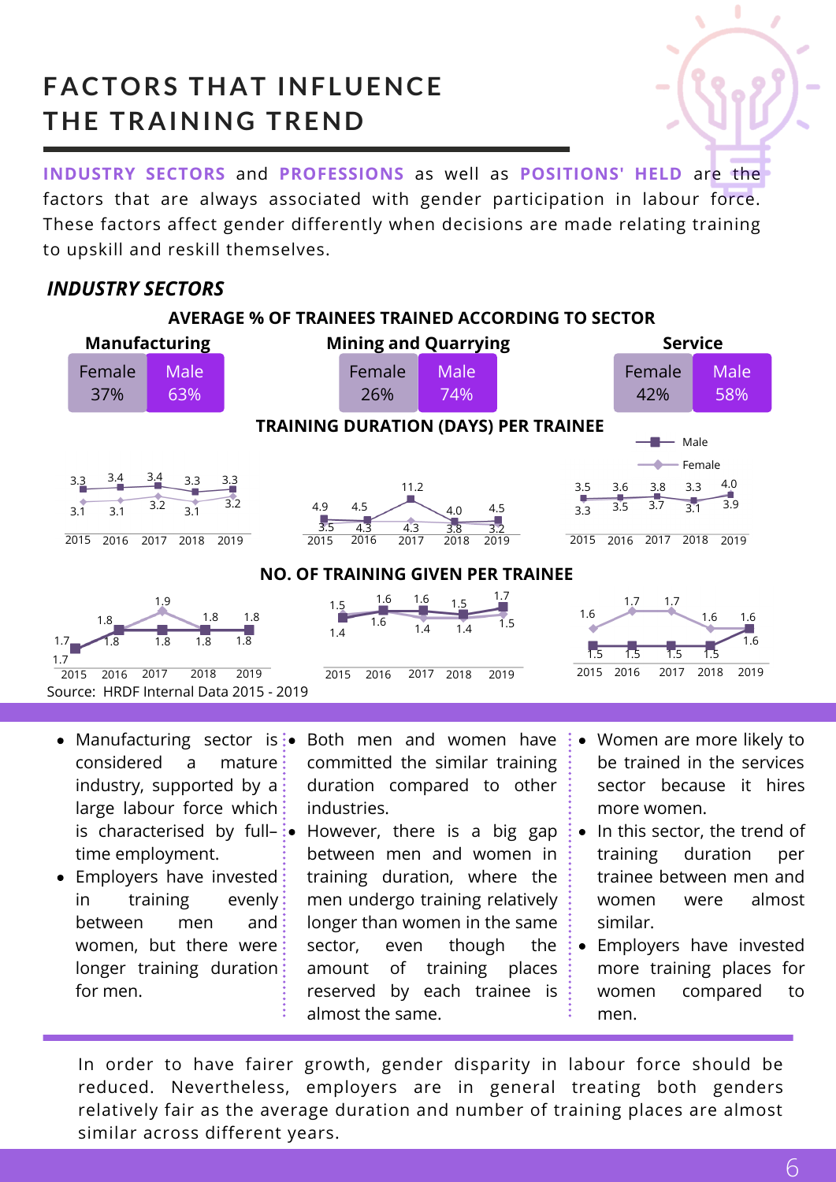# FACTORS THAT INFLUENCE THE TRAINING TREND

**INDUSTRY SECTORS** and **PROFESSIONS** as well as **POSITIONS' HELD** are the factors that are always associated with gender participation in labour force. These factors affect gender differently when decisions are made relating training to upskill and reskill themselves.

## *INDUSTRY SECTORS*

### AVERAGE % OF TRAINEES TRAINED ACCORDING TO SECTOR

| Sector | Female | Male |
|---|---|---|
| Manufacturing | 37% | 63% |
| Mining and Quarrying | 26% | 74% |
| Service | 42% | 58% |

### TRAINING DURATION (DAYS) PER TRAINEE

| Sector | Gender | 2015 | 2016 | 2017 | 2018 | 2019 |
|---|---|---|---|---|---|---|
| Manufacturing | Male | 3.3 | 3.4 | 3.4 | 3.3 | 3.3 |
| Manufacturing | Female | 3.1 | 3.1 | 3.2 | 3.1 | 3.2 |
| Mining and Quarrying | Male | 4.9 | 4.5 | 11.2 | 4.0 | 4.5 |
| Mining and Quarrying | Female | 3.5 | 4.3 | 4.3 | 3.8 | 3.2 |
| Service | Male | 3.5 | 3.6 | 3.8 | 3.3 | 4.0 |
| Service | Female | 3.3 | 3.5 | 3.7 | 3.1 | 3.9 |

### NO. OF TRAINING GIVEN PER TRAINEE

| Sector | Gender | 2015 | 2016 | 2017 | 2018 | 2019 |
|---|---|---|---|---|---|---|
| Manufacturing | Male | 1.7 | 1.8 | 1.8 | 1.8 | 1.8 |
| Manufacturing | Female | 1.7 | 1.8 | 1.9 | 1.8 | 1.8 |
| Mining and Quarrying | Male | 1.5 | 1.6 | 1.6 | 1.5 | 1.7 |
| Mining and Quarrying | Female | 1.4 | 1.6 | 1.4 | 1.4 | 1.5 |
| Service | Male | 1.5 | 1.5 | 1.5 | 1.5 | 1.6 |
| Service | Female | 1.6 | 1.7 | 1.7 | 1.6 | 1.6 |

Source: HRDF Internal Data 2015 - 2019

- Manufacturing sector is considered a mature industry, supported by a large labour force which is characterised by full-time employment.
- Employers have invested in training evenly between men and women, but there were longer training duration for men.

- Both men and women have committed the similar training duration compared to other industries.
- However, there is a big gap between men and women in training duration, where the men undergo training relatively longer than women in the same sector, even though the amount of training places reserved by each trainee is almost the same.

- Women are more likely to be trained in the services sector because it hires more women.
- In this sector, the trend of training duration per trainee between men and women were almost similar.
- Employers have invested more training places for women compared to men.

In order to have fairer growth, gender disparity in labour force should be reduced. Nevertheless, employers are in general treating both genders relatively fair as the average duration and number of training places are almost similar across different years.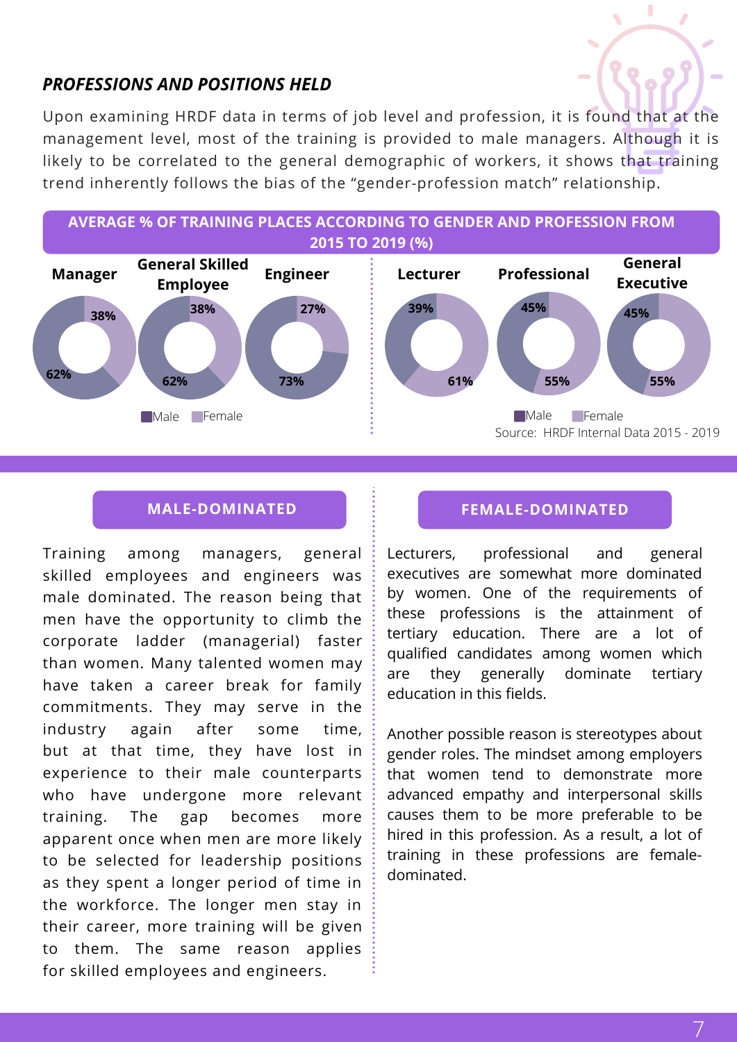### *PROFESSIONS AND POSITIONS HELD*

Upon examining HRDF data in terms of job level and profession, it is found that at the management level, most of the training is provided to male managers. Although it is likely to be correlated to the general demographic of workers, it shows that training trend inherently follows the bias of the "gender-profession match" relationship.

**AVERAGE % OF TRAINING PLACES ACCORDING TO GENDER AND PROFESSION FROM 2015 TO 2019 (%)**

| Profession | Male | Female |
|---|---|---|
| Manager | 62% | 38% |
| General Skilled Employee | 62% | 38% |
| Engineer | 73% | 27% |
| Lecturer | 39% | 61% |
| Professional | 45% | 55% |
| General Executive | 45% | 55% |

Source: HRDF Internal Data 2015 - 2019

#### MALE-DOMINATED

Training among managers, general skilled employees and engineers was male dominated. The reason being that men have the opportunity to climb the corporate ladder (managerial) faster than women. Many talented women may have taken a career break for family commitments. They may serve in the industry again after some time, but at that time, they have lost in experience to their male counterparts who have undergone more relevant training. The gap becomes more apparent once when men are more likely to be selected for leadership positions as they spent a longer period of time in the workforce. The longer men stay in their career, more training will be given to them. The same reason applies for skilled employees and engineers.

#### FEMALE-DOMINATED

Lecturers, professional and general executives are somewhat more dominated by women. One of the requirements of these professions is the attainment of tertiary education. There are a lot of qualified candidates among women which are they generally dominate tertiary education in this fields.

Another possible reason is stereotypes about gender roles. The mindset among employers that women tend to demonstrate more advanced empathy and interpersonal skills causes them to be more preferable to be hired in this profession. As a result, a lot of training in these professions are female-dominated.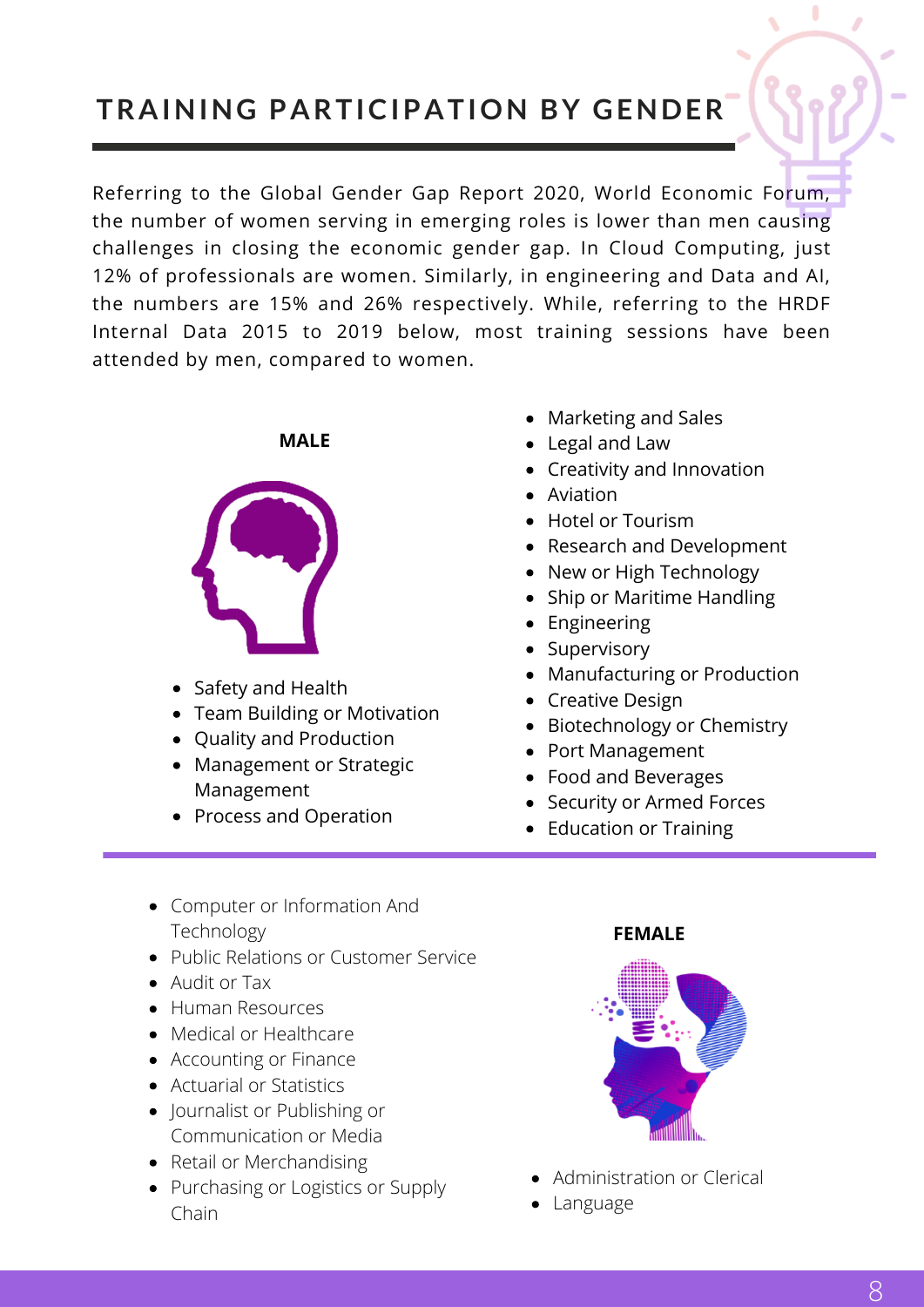# TRAINING PARTICIPATION BY GENDER

Referring to the Global Gender Gap Report 2020, World Economic Forum, the number of women serving in emerging roles is lower than men causing challenges in closing the economic gender gap. In Cloud Computing, just 12% of professionals are women. Similarly, in engineering and Data and AI, the numbers are 15% and 26% respectively. While, referring to the HRDF Internal Data 2015 to 2019 below, most training sessions have been attended by men, compared to women.

**MALE**

- Safety and Health
- Team Building or Motivation
- Quality and Production
- Management or Strategic Management
- Process and Operation
- Marketing and Sales
- Legal and Law
- Creativity and Innovation
- Aviation
- Hotel or Tourism
- Research and Development
- New or High Technology
- Ship or Maritime Handling
- Engineering
- Supervisory
- Manufacturing or Production
- Creative Design
- Biotechnology or Chemistry
- Port Management
- Food and Beverages
- Security or Armed Forces
- Education or Training

**FEMALE**

- Computer or Information And Technology
- Public Relations or Customer Service
- Audit or Tax
- Human Resources
- Medical or Healthcare
- Accounting or Finance
- Actuarial or Statistics
- Journalist or Publishing or Communication or Media
- Retail or Merchandising
- Purchasing or Logistics or Supply Chain
- Administration or Clerical
- Language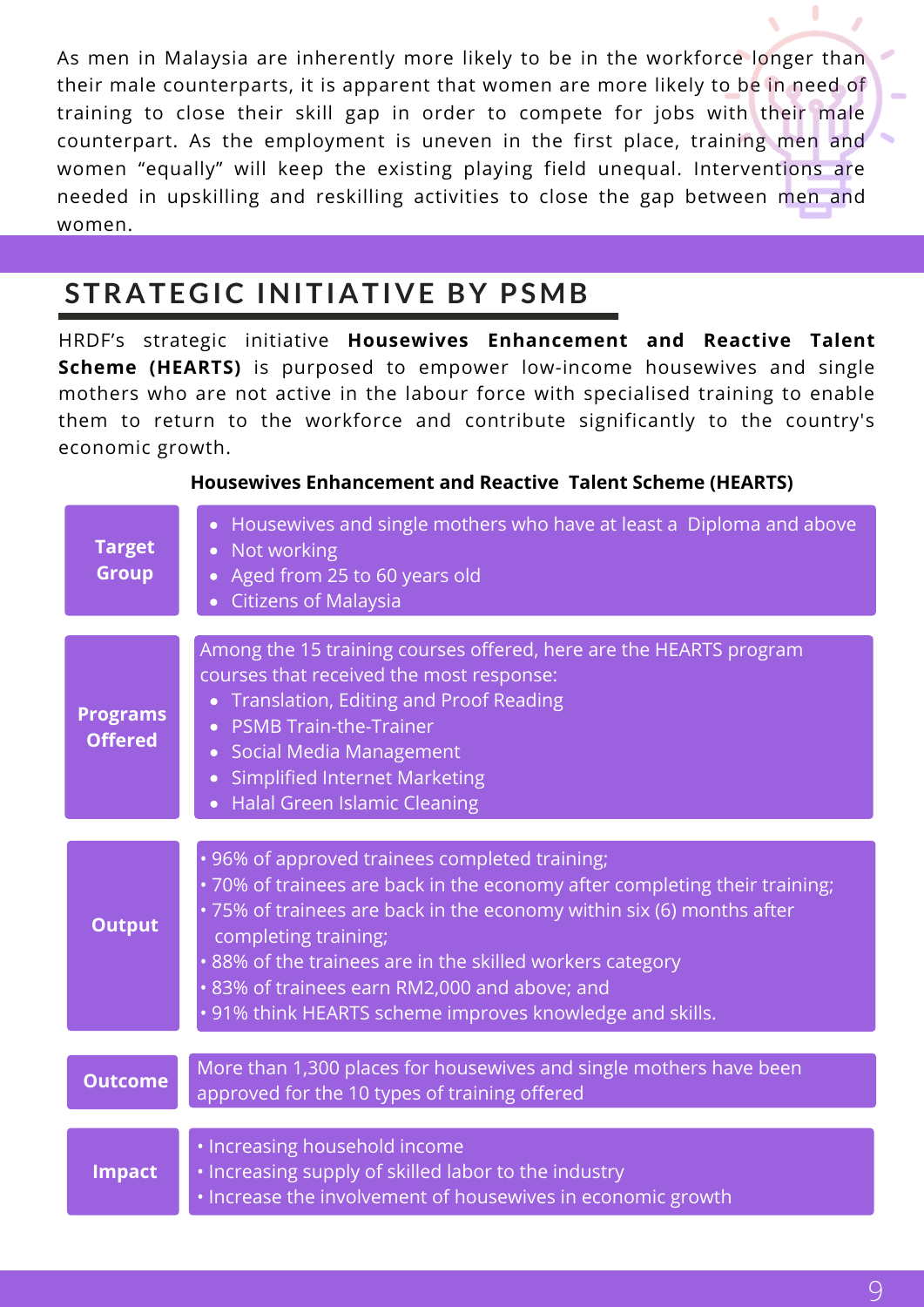As men in Malaysia are inherently more likely to be in the workforce longer than their male counterparts, it is apparent that women are more likely to be in need of training to close their skill gap in order to compete for jobs with their male counterpart. As the employment is uneven in the first place, training men and women "equally" will keep the existing playing field unequal. Interventions are needed in upskilling and reskilling activities to close the gap between men and women.

## STRATEGIC INITIATIVE BY PSMB

HRDF's strategic initiative **Housewives Enhancement and Reactive Talent Scheme (HEARTS)** is purposed to empower low-income housewives and single mothers who are not active in the labour force with specialised training to enable them to return to the workforce and contribute significantly to the country's economic growth.

**Housewives Enhancement and Reactive Talent Scheme (HEARTS)**

| | |
|---|---|
| **Target Group** | • Housewives and single mothers who have at least a Diploma and above<br>• Not working<br>• Aged from 25 to 60 years old<br>• Citizens of Malaysia |
| **Programs Offered** | Among the 15 training courses offered, here are the HEARTS program courses that received the most response:<br>• Translation, Editing and Proof Reading<br>• PSMB Train-the-Trainer<br>• Social Media Management<br>• Simplified Internet Marketing<br>• Halal Green Islamic Cleaning |
| **Output** | • 96% of approved trainees completed training;<br>• 70% of trainees are back in the economy after completing their training;<br>• 75% of trainees are back in the economy within six (6) months after completing training;<br>• 88% of the trainees are in the skilled workers category<br>• 83% of trainees earn RM2,000 and above; and<br>• 91% think HEARTS scheme improves knowledge and skills. |
| **Outcome** | More than 1,300 places for housewives and single mothers have been approved for the 10 types of training offered |
| **Impact** | • Increasing household income<br>• Increasing supply of skilled labor to the industry<br>• Increase the involvement of housewives in economic growth |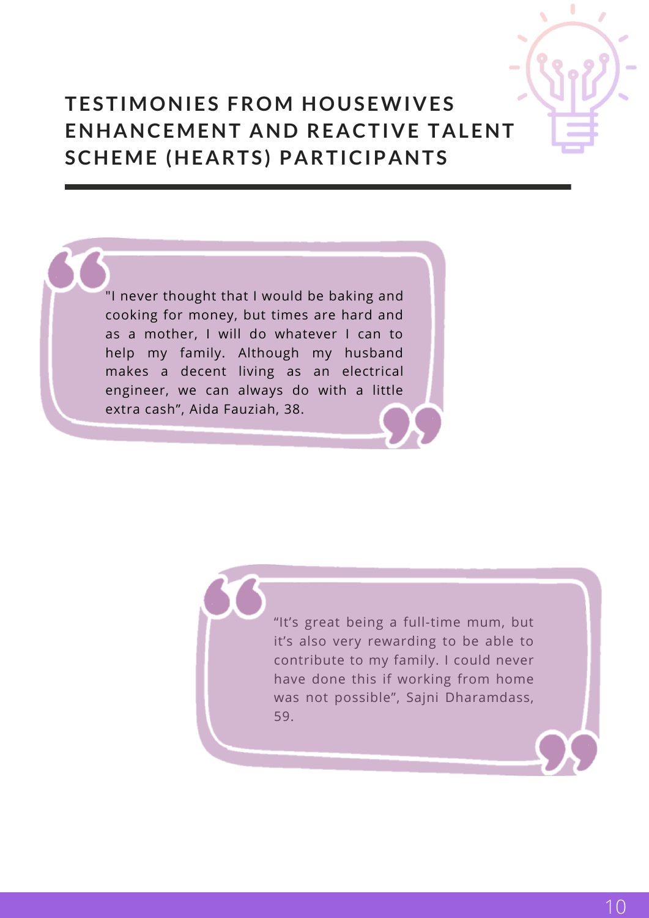# TESTIMONIES FROM HOUSEWIVES ENHANCEMENT AND REACTIVE TALENT SCHEME (HEARTS) PARTICIPANTS

"I never thought that I would be baking and cooking for money, but times are hard and as a mother, I will do whatever I can to help my family. Although my husband makes a decent living as an electrical engineer, we can always do with a little extra cash", Aida Fauziah, 38.

"It's great being a full-time mum, but it's also very rewarding to be able to contribute to my family. I could never have done this if working from home was not possible", Sajni Dharamdass, 59.